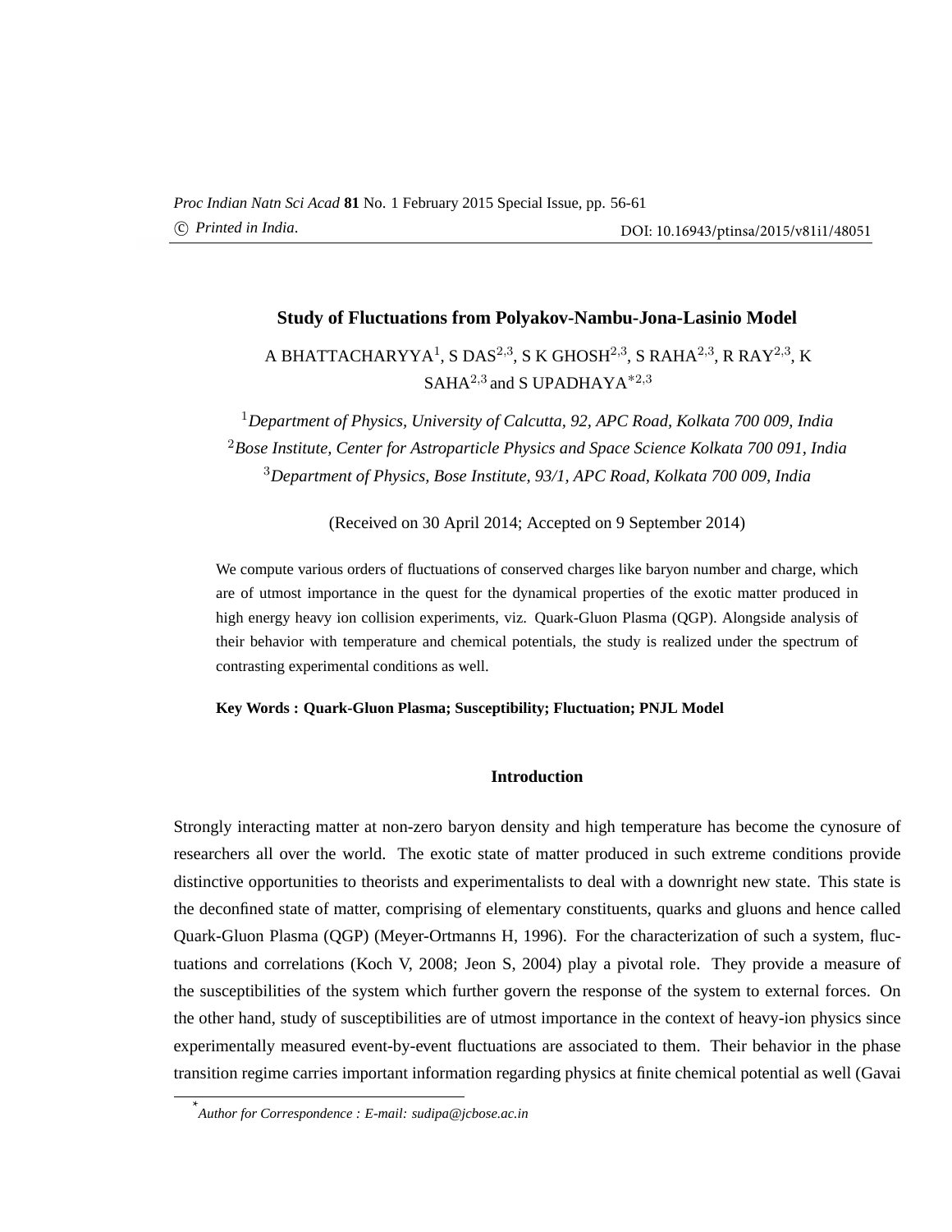# Study of Fluctuations from Polyakov-Nambu-Jona-Lasinio Model

A BHATTACHARYYA[1], S DAS[2,3], S K GHOSH[2,3], S RAHA[2,3], R RAY[2,3], K SAHA[2,3] and S UPADHAYA[*2,3]

[1]*Department of Physics, University of Calcutta, 92, APC Road, Kolkata 700 009, India*
[2]*Bose Institute, Center for Astroparticle Physics and Space Science Kolkata 700 091, India*
[3]*Department of Physics, Bose Institute, 93/1, APC Road, Kolkata 700 009, India*

(Received on 30 April 2014; Accepted on 9 September 2014)

We compute various orders of fluctuations of conserved charges like baryon number and charge, which are of utmost importance in the quest for the dynamical properties of the exotic matter produced in high energy heavy ion collision experiments, viz. Quark-Gluon Plasma (QGP). Alongside analysis of their behavior with temperature and chemical potentials, the study is realized under the spectrum of contrasting experimental conditions as well.

**Key Words : Quark-Gluon Plasma; Susceptibility; Fluctuation; PNJL Model**

## Introduction

Strongly interacting matter at non-zero baryon density and high temperature has become the cynosure of researchers all over the world. The exotic state of matter produced in such extreme conditions provide distinctive opportunities to theorists and experimentalists to deal with a downright new state. This state is the deconfined state of matter, comprising of elementary constituents, quarks and gluons and hence called Quark-Gluon Plasma (QGP) (Meyer-Ortmanns H, 1996). For the characterization of such a system, fluctuations and correlations (Koch V, 2008; Jeon S, 2004) play a pivotal role. They provide a measure of the susceptibilities of the system which further govern the response of the system to external forces. On the other hand, study of susceptibilities are of utmost importance in the context of heavy-ion physics since experimentally measured event-by-event fluctuations are associated to them. Their behavior in the phase transition regime carries important information regarding physics at finite chemical potential as well (Gavai

*Author for Correspondence : E-mail: sudipa@jcbose.ac.in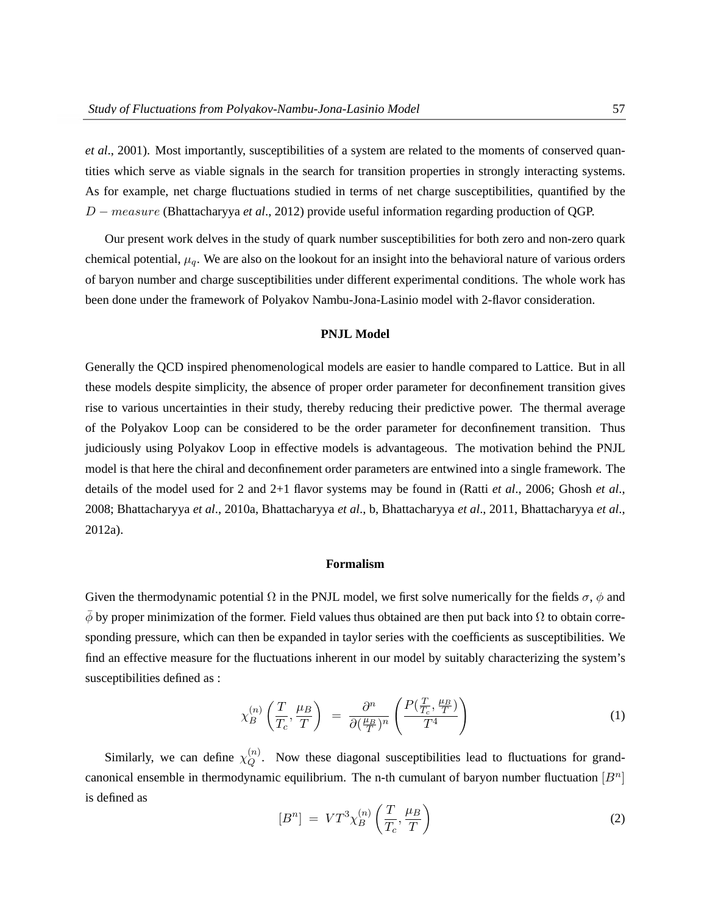*et al*., 2001). Most importantly, susceptibilities of a system are related to the moments of conserved quantities which serve as viable signals in the search for transition properties in strongly interacting systems. As for example, net charge fluctuations studied in terms of net charge susceptibilities, quantified by the $D - measure$ (Bhattacharyya *et al*., 2012) provide useful information regarding production of QGP.

Our present work delves in the study of quark number susceptibilities for both zero and non-zero quark chemical potential, $\mu_q$. We are also on the lookout for an insight into the behavioral nature of various orders of baryon number and charge susceptibilities under different experimental conditions. The whole work has been done under the framework of Polyakov Nambu-Jona-Lasinio model with 2-flavor consideration.

## PNJL Model

Generally the QCD inspired phenomenological models are easier to handle compared to Lattice. But in all these models despite simplicity, the absence of proper order parameter for deconfinement transition gives rise to various uncertainties in their study, thereby reducing their predictive power. The thermal average of the Polyakov Loop can be considered to be the order parameter for deconfinement transition. Thus judiciously using Polyakov Loop in effective models is advantageous. The motivation behind the PNJL model is that here the chiral and deconfinement order parameters are entwined into a single framework. The details of the model used for 2 and 2+1 flavor systems may be found in (Ratti *et al*., 2006; Ghosh *et al*., 2008; Bhattacharyya *et al*., 2010a, Bhattacharyya *et al*., b, Bhattacharyya *et al*., 2011, Bhattacharyya *et al*., 2012a).

## Formalism

Given the thermodynamic potential $\Omega$ in the PNJL model, we first solve numerically for the fields $\sigma$, $\phi$ and $\bar{\phi}$ by proper minimization of the former. Field values thus obtained are then put back into $\Omega$ to obtain corresponding pressure, which can then be expanded in taylor series with the coefficients as susceptibilities. We find an effective measure for the fluctuations inherent in our model by suitably characterizing the system's susceptibilities defined as :

$$\chi_B^{(n)}\left(\frac{T}{T_c}, \frac{\mu_B}{T}\right) = \frac{\partial^n}{\partial(\frac{\mu_B}{T})^n}\left(\frac{P(\frac{T}{T_c}, \frac{\mu_B}{T})}{T^4}\right) \tag{1}$$

Similarly, we can define $\chi_Q^{(n)}$. Now these diagonal susceptibilities lead to fluctuations for grand-canonical ensemble in thermodynamic equilibrium. The n-th cumulant of baryon number fluctuation $[B^n]$ is defined as

$$[B^n] = VT^3\chi_B^{(n)}\left(\frac{T}{T_c}, \frac{\mu_B}{T}\right) \tag{2}$$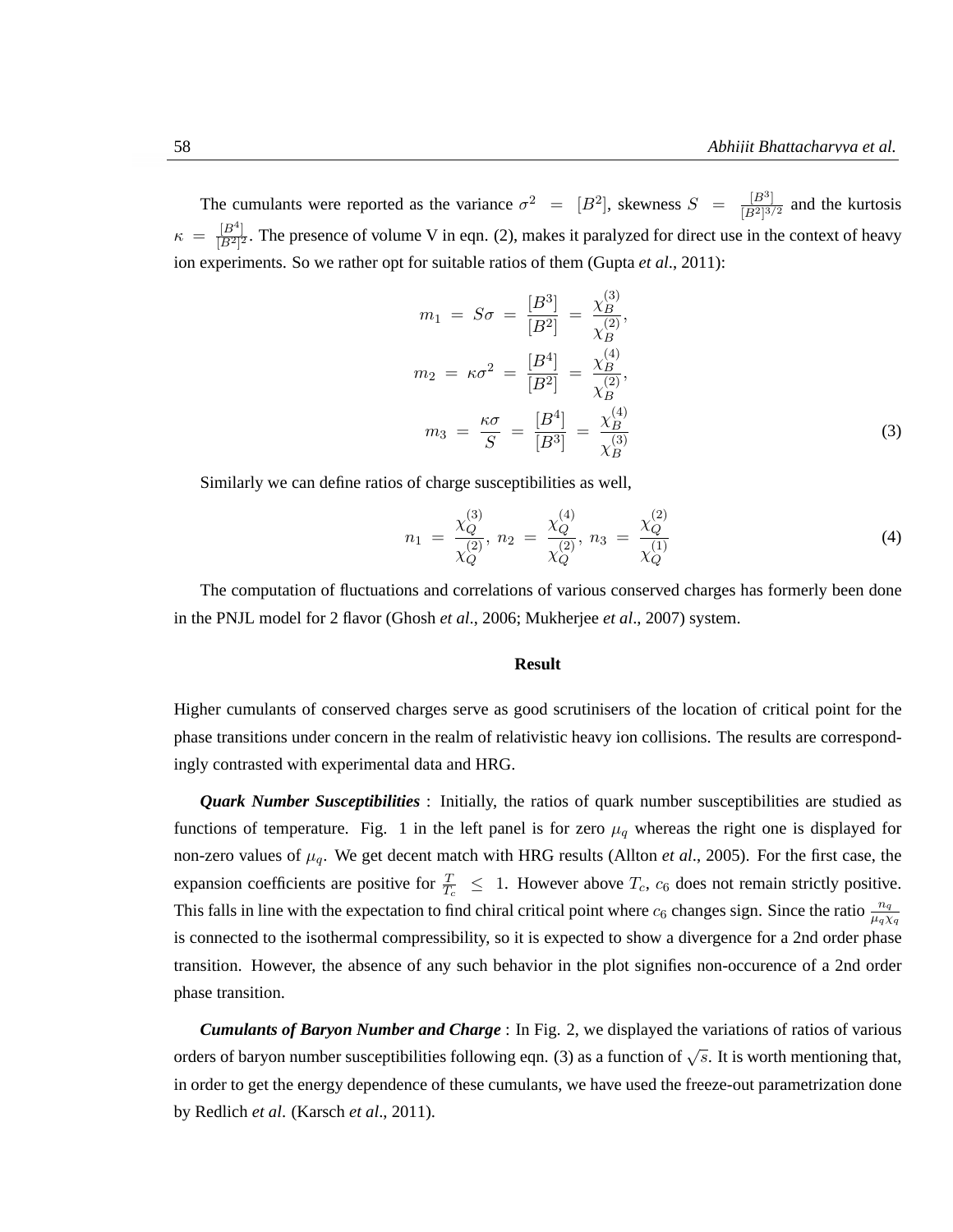The cumulants were reported as the variance $\sigma^2 = [B^2]$, skewness $S = \frac{[B^3]}{[B^2]^{3/2}}$ and the kurtosis $\kappa = \frac{[B^4]}{[B^2]^2}$. The presence of volume V in eqn. (2), makes it paralyzed for direct use in the context of heavy ion experiments. So we rather opt for suitable ratios of them (Gupta *et al*., 2011):

$$
\begin{aligned}
m_1 &= S\sigma = \frac{[B^3]}{[B^2]} = \frac{\chi_B^{(3)}}{\chi_B^{(2)}}, \\
m_2 &= \kappa\sigma^2 = \frac{[B^4]}{[B^2]} = \frac{\chi_B^{(4)}}{\chi_B^{(2)}}, \\
m_3 &= \frac{\kappa\sigma}{S} = \frac{[B^4]}{[B^3]} = \frac{\chi_B^{(4)}}{\chi_B^{(3)}}
\end{aligned}
\tag{3}
$$

Similarly we can define ratios of charge susceptibilities as well,

$$
n_1 = \frac{\chi_Q^{(3)}}{\chi_Q^{(2)}},\; n_2 = \frac{\chi_Q^{(4)}}{\chi_Q^{(2)}},\; n_3 = \frac{\chi_Q^{(2)}}{\chi_Q^{(1)}}
\tag{4}
$$

The computation of fluctuations and correlations of various conserved charges has formerly been done in the PNJL model for 2 flavor (Ghosh *et al*., 2006; Mukherjee *et al*., 2007) system.

## Result

Higher cumulants of conserved charges serve as good scrutinisers of the location of critical point for the phase transitions under concern in the realm of relativistic heavy ion collisions. The results are correspondingly contrasted with experimental data and HRG.

***Quark Number Susceptibilities*** : Initially, the ratios of quark number susceptibilities are studied as functions of temperature. Fig. 1 in the left panel is for zero $\mu_q$ whereas the right one is displayed for non-zero values of $\mu_q$. We get decent match with HRG results (Allton *et al*., 2005). For the first case, the expansion coefficients are positive for $\frac{T}{T_c} \leq 1$. However above $T_c$, $c_6$ does not remain strictly positive. This falls in line with the expectation to find chiral critical point where $c_6$ changes sign. Since the ratio $\frac{n_q}{\mu_q \chi_q}$ is connected to the isothermal compressibility, so it is expected to show a divergence for a 2nd order phase transition. However, the absence of any such behavior in the plot signifies non-occurence of a 2nd order phase transition.

***Cumulants of Baryon Number and Charge*** : In Fig. 2, we displayed the variations of ratios of various orders of baryon number susceptibilities following eqn. (3) as a function of $\sqrt{s}$. It is worth mentioning that, in order to get the energy dependence of these cumulants, we have used the freeze-out parametrization done by Redlich *et al*. (Karsch *et al*., 2011).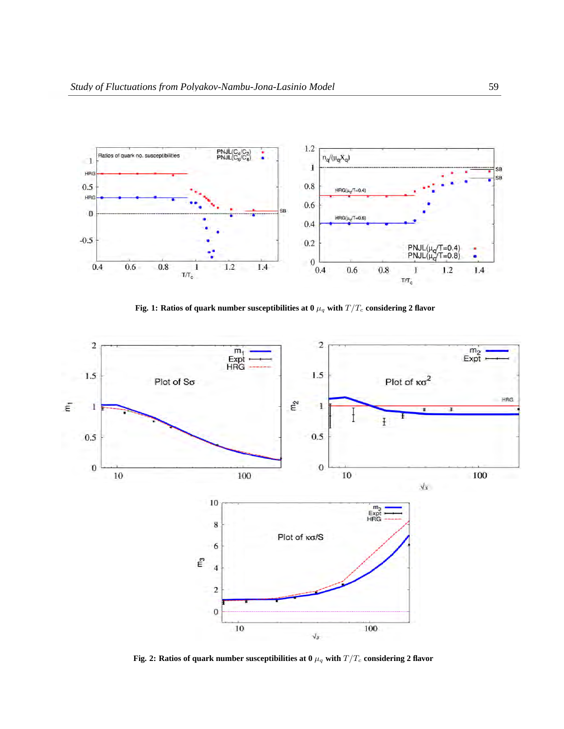**Fig. 1: Ratios of quark number susceptibilities at 0 $\mu_q$ with $T/T_c$ considering 2 flavor**

**Fig. 2: Ratios of quark number susceptibilities at 0 $\mu_q$ with $T/T_c$ considering 2 flavor**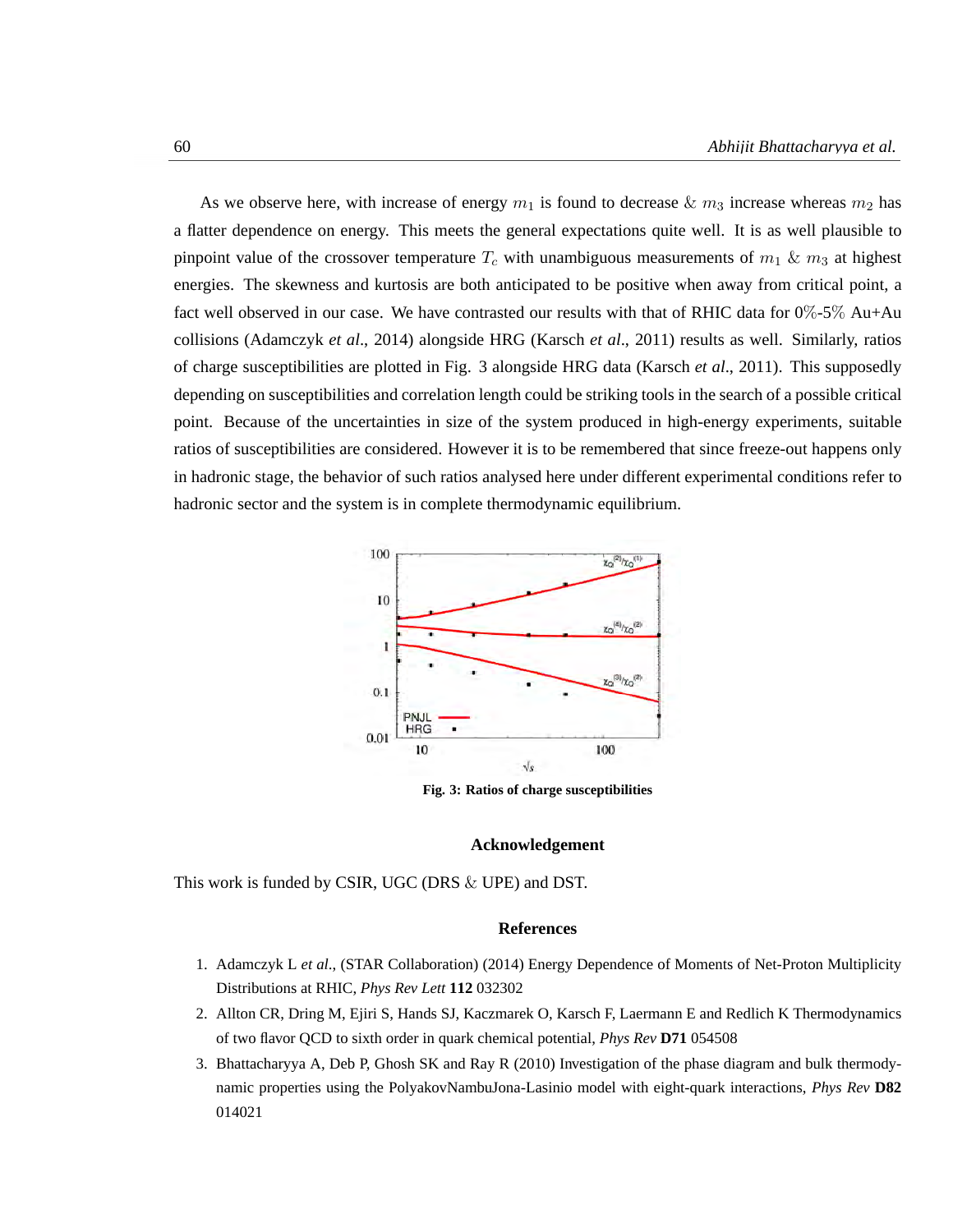As we observe here, with increase of energy $m_1$ is found to decrease & $m_3$ increase whereas $m_2$ has a flatter dependence on energy. This meets the general expectations quite well. It is as well plausible to pinpoint value of the crossover temperature $T_c$ with unambiguous measurements of $m_1$ & $m_3$ at highest energies. The skewness and kurtosis are both anticipated to be positive when away from critical point, a fact well observed in our case. We have contrasted our results with that of RHIC data for 0%-5% Au+Au collisions (Adamczyk *et al*., 2014) alongside HRG (Karsch *et al*., 2011) results as well. Similarly, ratios of charge susceptibilities are plotted in Fig. 3 alongside HRG data (Karsch *et al*., 2011). This supposedly depending on susceptibilities and correlation length could be striking tools in the search of a possible critical point. Because of the uncertainties in size of the system produced in high-energy experiments, suitable ratios of susceptibilities are considered. However it is to be remembered that since freeze-out happens only in hadronic stage, the behavior of such ratios analysed here under different experimental conditions refer to hadronic sector and the system is in complete thermodynamic equilibrium.

**Fig. 3: Ratios of charge susceptibilities**

## Acknowledgement

This work is funded by CSIR, UGC (DRS & UPE) and DST.

## References

1. Adamczyk L *et al*., (STAR Collaboration) (2014) Energy Dependence of Moments of Net-Proton Multiplicity Distributions at RHIC, *Phys Rev Lett* **112** 032302
2. Allton CR, Dring M, Ejiri S, Hands SJ, Kaczmarek O, Karsch F, Laermann E and Redlich K Thermodynamics of two flavor QCD to sixth order in quark chemical potential, *Phys Rev* **D71** 054508
3. Bhattacharyya A, Deb P, Ghosh SK and Ray R (2010) Investigation of the phase diagram and bulk thermodynamic properties using the PolyakovNambuJona-Lasinio model with eight-quark interactions, *Phys Rev* **D82** 014021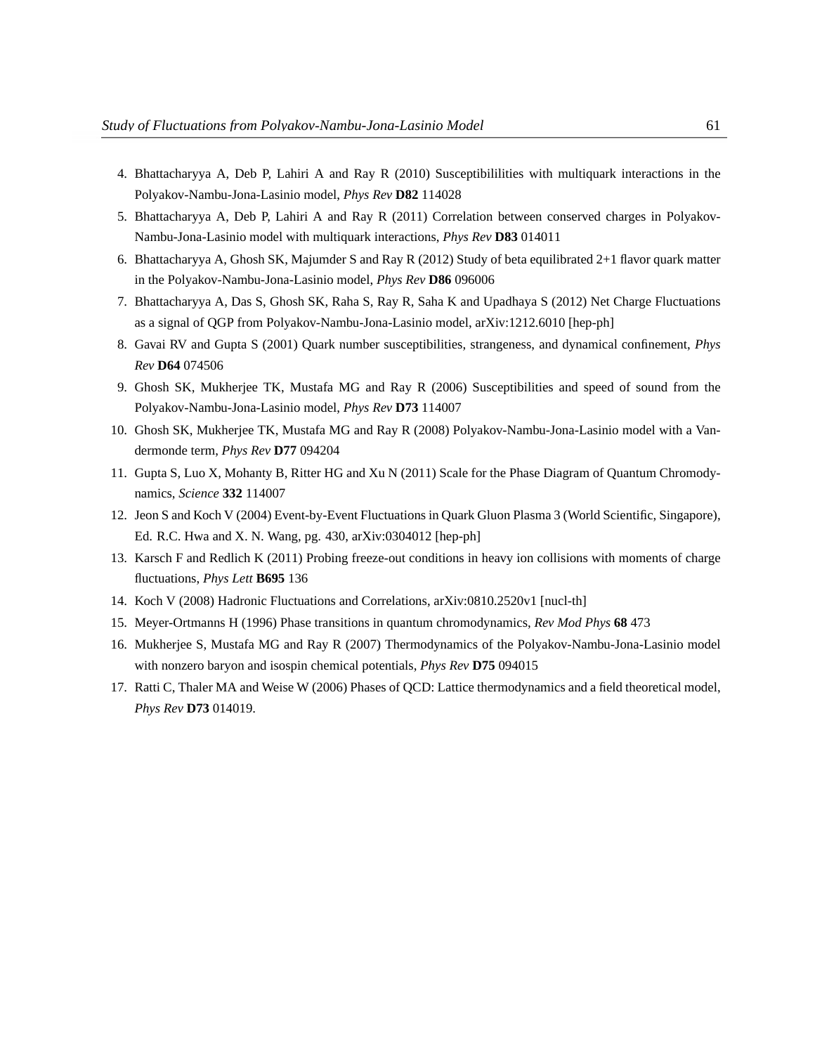4. Bhattacharyya A, Deb P, Lahiri A and Ray R (2010) Susceptibililities with multiquark interactions in the Polyakov-Nambu-Jona-Lasinio model, *Phys Rev* **D82** 114028
5. Bhattacharyya A, Deb P, Lahiri A and Ray R (2011) Correlation between conserved charges in Polyakov-Nambu-Jona-Lasinio model with multiquark interactions, *Phys Rev* **D83** 014011
6. Bhattacharyya A, Ghosh SK, Majumder S and Ray R (2012) Study of beta equilibrated 2+1 flavor quark matter in the Polyakov-Nambu-Jona-Lasinio model, *Phys Rev* **D86** 096006
7. Bhattacharyya A, Das S, Ghosh SK, Raha S, Ray R, Saha K and Upadhaya S (2012) Net Charge Fluctuations as a signal of QGP from Polyakov-Nambu-Jona-Lasinio model, arXiv:1212.6010 [hep-ph]
8. Gavai RV and Gupta S (2001) Quark number susceptibilities, strangeness, and dynamical confinement, *Phys Rev* **D64** 074506
9. Ghosh SK, Mukherjee TK, Mustafa MG and Ray R (2006) Susceptibilities and speed of sound from the Polyakov-Nambu-Jona-Lasinio model, *Phys Rev* **D73** 114007
10. Ghosh SK, Mukherjee TK, Mustafa MG and Ray R (2008) Polyakov-Nambu-Jona-Lasinio model with a Vandermonde term, *Phys Rev* **D77** 094204
11. Gupta S, Luo X, Mohanty B, Ritter HG and Xu N (2011) Scale for the Phase Diagram of Quantum Chromodynamics, *Science* **332** 114007
12. Jeon S and Koch V (2004) Event-by-Event Fluctuations in Quark Gluon Plasma 3 (World Scientific, Singapore), Ed. R.C. Hwa and X. N. Wang, pg. 430, arXiv:0304012 [hep-ph]
13. Karsch F and Redlich K (2011) Probing freeze-out conditions in heavy ion collisions with moments of charge fluctuations, *Phys Lett* **B695** 136
14. Koch V (2008) Hadronic Fluctuations and Correlations, arXiv:0810.2520v1 [nucl-th]
15. Meyer-Ortmanns H (1996) Phase transitions in quantum chromodynamics, *Rev Mod Phys* **68** 473
16. Mukherjee S, Mustafa MG and Ray R (2007) Thermodynamics of the Polyakov-Nambu-Jona-Lasinio model with nonzero baryon and isospin chemical potentials, *Phys Rev* **D75** 094015
17. Ratti C, Thaler MA and Weise W (2006) Phases of QCD: Lattice thermodynamics and a field theoretical model, *Phys Rev* **D73** 014019.